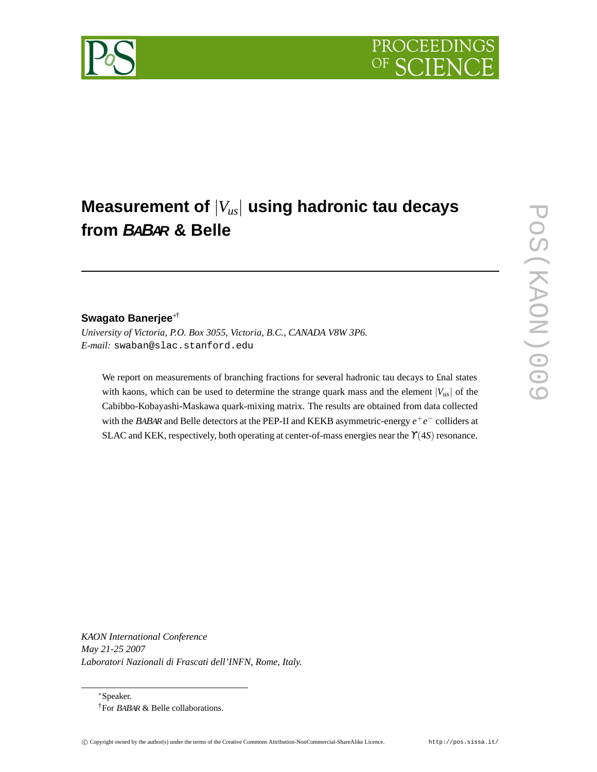# Measurement of $|V_{us}|$ using hadronic tau decays from *BABAR* & Belle

**Swagato Banerjee**[*†]

*University of Victoria, P.O. Box 3055, Victoria, B.C., CANADA V8W 3P6.*
*E-mail:* swaban@slac.stanford.edu

We report on measurements of branching fractions for several hadronic tau decays to final states with kaons, which can be used to determine the strange quark mass and the element $|V_{us}|$ of the Cabibbo-Kobayashi-Maskawa quark-mixing matrix. The results are obtained from data collected with the *BABAR* and Belle detectors at the PEP-II and KEKB asymmetric-energy $e^+e^-$ colliders at SLAC and KEK, respectively, both operating at center-of-mass energies near the $\Upsilon(4S)$ resonance.

*KAON International Conference*
*May 21-25 2007*
*Laboratori Nazionali di Frascati dell'INFN, Rome, Italy.*

[*] Speaker.
[†] For *BABAR* & Belle collaborations.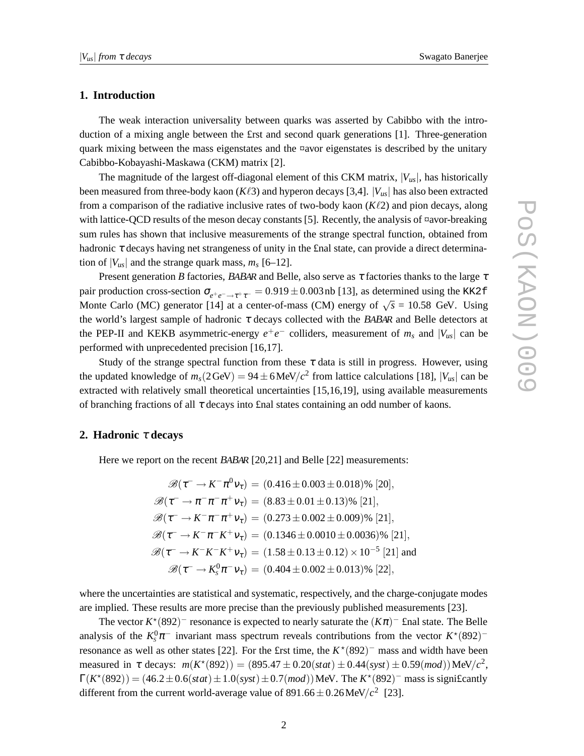## 1. Introduction

The weak interaction universality between quarks was asserted by Cabibbo with the introduction of a mixing angle between the first and second quark generations [1]. Three-generation quark mixing between the mass eigenstates and the flavor eigenstates is described by the unitary Cabibbo-Kobayashi-Maskawa (CKM) matrix [2].

The magnitude of the largest off-diagonal element of this CKM matrix, $|V_{us}|$, has historically been measured from three-body kaon ($K\ell3$) and hyperon decays [3,4]. $|V_{us}|$ has also been extracted from a comparison of the radiative inclusive rates of two-body kaon ($K\ell2$) and pion decays, along with lattice-QCD results of the meson decay constants [5]. Recently, the analysis of flavor-breaking sum rules has shown that inclusive measurements of the strange spectral function, obtained from hadronic $\tau$ decays having net strangeness of unity in the final state, can provide a direct determination of $|V_{us}|$ and the strange quark mass, $m_s$ [6–12].

Present generation *B* factories, *BABAR* and Belle, also serve as $\tau$ factories thanks to the large $\tau$ pair production cross-section $\sigma_{e^+e^-\to\tau^+\tau^-} = 0.919 \pm 0.003\,\text{nb}$ [13], as determined using the `KK2f` Monte Carlo (MC) generator [14] at a center-of-mass (CM) energy of $\sqrt{s}$ = 10.58 GeV. Using the world's largest sample of hadronic $\tau$ decays collected with the *BABAR* and Belle detectors at the PEP-II and KEKB asymmetric-energy $e^+e^-$ colliders, measurement of $m_s$ and $|V_{us}|$ can be performed with unprecedented precision [16,17].

Study of the strange spectral function from these $\tau$ data is still in progress. However, using the updated knowledge of $m_s(2\,\text{GeV}) = 94 \pm 6\,\text{MeV}/c^2$ from lattice calculations [18], $|V_{us}|$ can be extracted with relatively small theoretical uncertainties [15,16,19], using available measurements of branching fractions of all $\tau$ decays into final states containing an odd number of kaons.

## 2. Hadronic $\tau$ decays

Here we report on the recent *BABAR* [20,21] and Belle [22] measurements:

$$
\begin{aligned}
\mathscr{B}(\tau^- \to K^-\pi^0\nu_\tau) &= (0.416 \pm 0.003 \pm 0.018)\%\ [20],\\
\mathscr{B}(\tau^- \to \pi^-\pi^-\pi^+\nu_\tau) &= (8.83 \pm 0.01 \pm 0.13)\%\ [21],\\
\mathscr{B}(\tau^- \to K^-\pi^-\pi^+\nu_\tau) &= (0.273 \pm 0.002 \pm 0.009)\%\ [21],\\
\mathscr{B}(\tau^- \to K^-\pi^-K^+\nu_\tau) &= (0.1346 \pm 0.0010 \pm 0.0036)\%\ [21],\\
\mathscr{B}(\tau^- \to K^-K^-K^+\nu_\tau) &= (1.58 \pm 0.13 \pm 0.12) \times 10^{-5}\ [21]\ \text{and}\\
\mathscr{B}(\tau^- \to K^0_s\pi^-\nu_\tau) &= (0.404 \pm 0.002 \pm 0.013)\%\ [22],
\end{aligned}
$$

where the uncertainties are statistical and systematic, respectively, and the charge-conjugate modes are implied. These results are more precise than the previously published measurements [23].

The vector $K^\star(892)^-$ resonance is expected to nearly saturate the $(K\pi)^-$ final state. The Belle analysis of the $K^0_s\pi^-$ invariant mass spectrum reveals contributions from the vector $K^\star(892)^-$ resonance as well as other states [22]. For the first time, the $K^\star(892)^-$ mass and width have been measured in $\tau$ decays: $m(K^\star(892)) = (895.47 \pm 0.20(stat) \pm 0.44(syst) \pm 0.59(mod))\,\text{MeV}/c^2$, $\Gamma(K^\star(892)) = (46.2 \pm 0.6(stat) \pm 1.0(syst) \pm 0.7(mod))\,\text{MeV}$. The $K^\star(892)^-$ mass is significantly different from the current world-average value of $891.66 \pm 0.26\,\text{MeV}/c^2$ [23].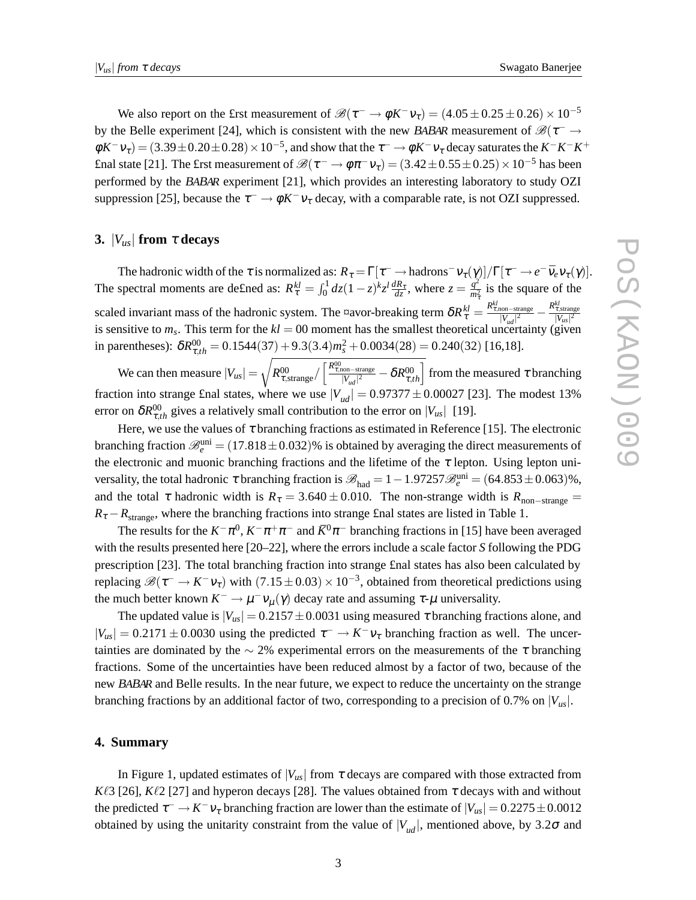We also report on the first measurement of $\mathscr{B}(\tau^- \to \phi K^- \nu_\tau) = (4.05 \pm 0.25 \pm 0.26) \times 10^{-5}$ by the Belle experiment [24], which is consistent with the new *BABAR* measurement of $\mathscr{B}(\tau^- \to \phi K^- \nu_\tau) = (3.39 \pm 0.20 \pm 0.28) \times 10^{-5}$, and show that the $\tau^- \to \phi K^- \nu_\tau$ decay saturates the $K^- K^- K^+$ final state [21]. The first measurement of $\mathscr{B}(\tau^- \to \phi \pi^- \nu_\tau) = (3.42 \pm 0.55 \pm 0.25) \times 10^{-5}$ has been performed by the *BABAR* experiment [21], which provides an interesting laboratory to study OZI suppression [25], because the $\tau^- \to \phi K^- \nu_\tau$ decay, with a comparable rate, is not OZI suppressed.

## 3. $|V_{us}|$ from $\tau$ decays

The hadronic width of the $\tau$ is normalized as: $R_\tau = \Gamma[\tau^- \to \text{hadrons}^- \nu_\tau(\gamma)]/\Gamma[\tau^- \to e^- \bar{\nu}_e \nu_\tau(\gamma)]$. The spectral moments are defined as: $R_\tau^{kl} = \int_0^1 dz (1-z)^k z^l \frac{dR_\tau}{dz}$, where $z = \frac{q^2}{m_\tau^2}$ is the square of the scaled invariant mass of the hadronic system. The flavor-breaking term $\delta R_\tau^{kl} = \frac{R^{kl}_{\tau,\text{non-strange}}}{|V_{ud}|^2} - \frac{R^{kl}_{\tau,\text{strange}}}{|V_{us}|^2}$ is sensitive to $m_s$. This term for the $kl = 00$ moment has the smallest theoretical uncertainty (given in parentheses): $\delta R^{00}_{\tau,th} = 0.1544(37) + 9.3(3.4) m_s^2 + 0.0034(28) = 0.240(32)$ [16,18].

We can then measure $|V_{us}| = \sqrt{R^{00}_{\tau,\text{strange}} / \left[ \frac{R^{00}_{\tau,\text{non-strange}}}{|V_{ud}|^2} - \delta R^{00}_{\tau,th} \right]}$ from the measured $\tau$ branching fraction into strange final states, where we use $|V_{ud}| = 0.97377 \pm 0.00027$ [23]. The modest 13% error on $\delta R^{00}_{\tau,th}$ gives a relatively small contribution to the error on $|V_{us}|$ [19].

Here, we use the values of $\tau$ branching fractions as estimated in Reference [15]. The electronic branching fraction $\mathscr{B}_e^{\text{uni}} = (17.818 \pm 0.032)\%$ is obtained by averaging the direct measurements of the electronic and muonic branching fractions and the lifetime of the $\tau$ lepton. Using lepton universality, the total hadronic $\tau$ branching fraction is $\mathscr{B}_{\text{had}} = 1 - 1.97257 \mathscr{B}_e^{\text{uni}} = (64.853 \pm 0.063)\%$, and the total $\tau$ hadronic width is $R_\tau = 3.640 \pm 0.010$. The non-strange width is $R_{\text{non-strange}} = R_\tau - R_{\text{strange}}$, where the branching fractions into strange final states are listed in Table 1.

The results for the $K^- \pi^0$, $K^- \pi^+ \pi^-$ and $\bar{K}^0 \pi^-$ branching fractions in [15] have been averaged with the results presented here [20–22], where the errors include a scale factor *S* following the PDG prescription [23]. The total branching fraction into strange final states has also been calculated by replacing $\mathscr{B}(\tau^- \to K^- \nu_\tau)$ with $(7.15 \pm 0.03) \times 10^{-3}$, obtained from theoretical predictions using the much better known $K^- \to \mu^- \nu_\mu(\gamma)$ decay rate and assuming $\tau$-$\mu$ universality.

The updated value is $|V_{us}| = 0.2157 \pm 0.0031$ using measured $\tau$ branching fractions alone, and $|V_{us}| = 0.2171 \pm 0.0030$ using the predicted $\tau^- \to K^- \nu_\tau$ branching fraction as well. The uncertainties are dominated by the $\sim 2\%$ experimental errors on the measurements of the $\tau$ branching fractions. Some of the uncertainties have been reduced almost by a factor of two, because of the new *BABAR* and Belle results. In the near future, we expect to reduce the uncertainty on the strange branching fractions by an additional factor of two, corresponding to a precision of 0.7% on $|V_{us}|$.

## 4. Summary

In Figure 1, updated estimates of $|V_{us}|$ from $\tau$ decays are compared with those extracted from $K\ell 3$ [26], $K\ell 2$ [27] and hyperon decays [28]. The values obtained from $\tau$ decays with and without the predicted $\tau^- \to K^- \nu_\tau$ branching fraction are lower than the estimate of $|V_{us}| = 0.2275 \pm 0.0012$ obtained by using the unitarity constraint from the value of $|V_{ud}|$, mentioned above, by $3.2\sigma$ and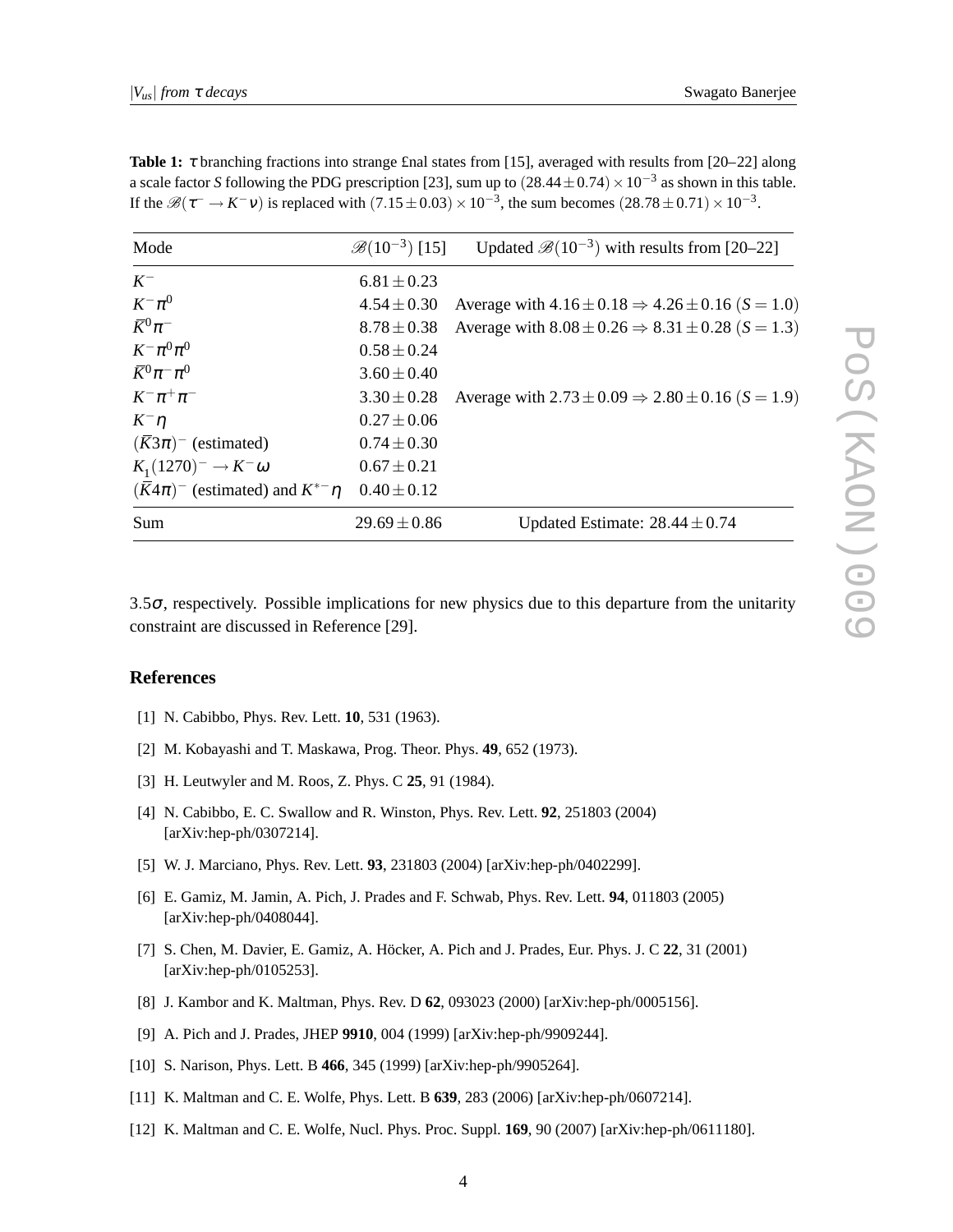**Table 1:** $\tau$ branching fractions into strange £nal states from [15], averaged with results from [20–22] along a scale factor $S$ following the PDG prescription [23], sum up to $(28.44 \pm 0.74) \times 10^{-3}$ as shown in this table. If the $\mathscr{B}(\tau^- \to K^- \nu)$ is replaced with $(7.15 \pm 0.03) \times 10^{-3}$, the sum becomes $(28.78 \pm 0.71) \times 10^{-3}$.

| Mode | $\mathscr{B}(10^{-3})$ [15] | Updated $\mathscr{B}(10^{-3})$ with results from [20–22] |
|---|---|---|
| $K^-$ | $6.81 \pm 0.23$ | |
| $K^-\pi^0$ | $4.54 \pm 0.30$ | Average with $4.16 \pm 0.18 \Rightarrow 4.26 \pm 0.16$ $(S = 1.0)$ |
| $\bar{K}^0\pi^-$ | $8.78 \pm 0.38$ | Average with $8.08 \pm 0.26 \Rightarrow 8.31 \pm 0.28$ $(S = 1.3)$ |
| $K^-\pi^0\pi^0$ | $0.58 \pm 0.24$ | |
| $\bar{K}^0\pi^-\pi^0$ | $3.60 \pm 0.40$ | |
| $K^-\pi^+\pi^-$ | $3.30 \pm 0.28$ | Average with $2.73 \pm 0.09 \Rightarrow 2.80 \pm 0.16$ $(S = 1.9)$ |
| $K^-\eta$ | $0.27 \pm 0.06$ | |
| $(\bar{K}3\pi)^-$ (estimated) | $0.74 \pm 0.30$ | |
| $K_1(1270)^- \to K^-\omega$ | $0.67 \pm 0.21$ | |
| $(\bar{K}4\pi)^-$ (estimated) and $K^{*-}\eta$ | $0.40 \pm 0.12$ | |
| Sum | $29.69 \pm 0.86$ | Updated Estimate: $28.44 \pm 0.74$ |

$3.5\sigma$, respectively. Possible implications for new physics due to this departure from the unitarity constraint are discussed in Reference [29].

## References

[1] N. Cabibbo, Phys. Rev. Lett. **10**, 531 (1963).

[2] M. Kobayashi and T. Maskawa, Prog. Theor. Phys. **49**, 652 (1973).

[3] H. Leutwyler and M. Roos, Z. Phys. C **25**, 91 (1984).

[4] N. Cabibbo, E. C. Swallow and R. Winston, Phys. Rev. Lett. **92**, 251803 (2004) [arXiv:hep-ph/0307214].

[5] W. J. Marciano, Phys. Rev. Lett. **93**, 231803 (2004) [arXiv:hep-ph/0402299].

[6] E. Gamiz, M. Jamin, A. Pich, J. Prades and F. Schwab, Phys. Rev. Lett. **94**, 011803 (2005) [arXiv:hep-ph/0408044].

[7] S. Chen, M. Davier, E. Gamiz, A. Höcker, A. Pich and J. Prades, Eur. Phys. J. C **22**, 31 (2001) [arXiv:hep-ph/0105253].

[8] J. Kambor and K. Maltman, Phys. Rev. D **62**, 093023 (2000) [arXiv:hep-ph/0005156].

[9] A. Pich and J. Prades, JHEP **9910**, 004 (1999) [arXiv:hep-ph/9909244].

[10] S. Narison, Phys. Lett. B **466**, 345 (1999) [arXiv:hep-ph/9905264].

[11] K. Maltman and C. E. Wolfe, Phys. Lett. B **639**, 283 (2006) [arXiv:hep-ph/0607214].

[12] K. Maltman and C. E. Wolfe, Nucl. Phys. Proc. Suppl. **169**, 90 (2007) [arXiv:hep-ph/0611180].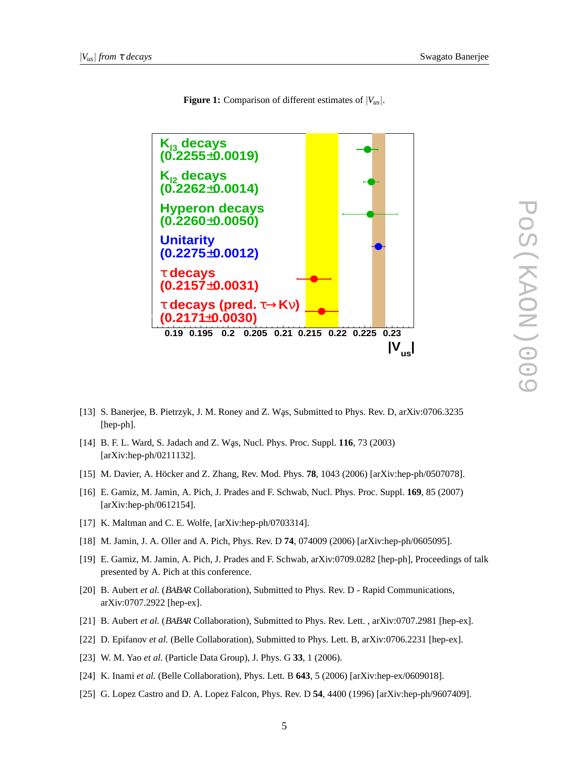**Figure 1:** Comparison of different estimates of $|V_{us}|$.

[13] S. Banerjee, B. Pietrzyk, J. M. Roney and Z. Wąs, Submitted to Phys. Rev. D, arXiv:0706.3235 [hep-ph].

[14] B. F. L. Ward, S. Jadach and Z. Wąs, Nucl. Phys. Proc. Suppl. **116**, 73 (2003) [arXiv:hep-ph/0211132].

[15] M. Davier, A. Höcker and Z. Zhang, Rev. Mod. Phys. **78**, 1043 (2006) [arXiv:hep-ph/0507078].

[16] E. Gamiz, M. Jamin, A. Pich, J. Prades and F. Schwab, Nucl. Phys. Proc. Suppl. **169**, 85 (2007) [arXiv:hep-ph/0612154].

[17] K. Maltman and C. E. Wolfe, [arXiv:hep-ph/0703314].

[18] M. Jamin, J. A. Oller and A. Pich, Phys. Rev. D **74**, 074009 (2006) [arXiv:hep-ph/0605095].

[19] E. Gamiz, M. Jamin, A. Pich, J. Prades and F. Schwab, arXiv:0709.0282 [hep-ph], Proceedings of talk presented by A. Pich at this conference.

[20] B. Aubert *et al.* (*BABAR* Collaboration), Submitted to Phys. Rev. D - Rapid Communications, arXiv:0707.2922 [hep-ex].

[21] B. Aubert *et al.* (*BABAR* Collaboration), Submitted to Phys. Rev. Lett. , arXiv:0707.2981 [hep-ex].

[22] D. Epifanov *et al.* (Belle Collaboration), Submitted to Phys. Lett. B, arXiv:0706.2231 [hep-ex].

[23] W. M. Yao *et al.* (Particle Data Group), J. Phys. G **33**, 1 (2006).

[24] K. Inami *et al.* (Belle Collaboration), Phys. Lett. B **643**, 5 (2006) [arXiv:hep-ex/0609018].

[25] G. Lopez Castro and D. A. Lopez Falcon, Phys. Rev. D **54**, 4400 (1996) [arXiv:hep-ph/9607409].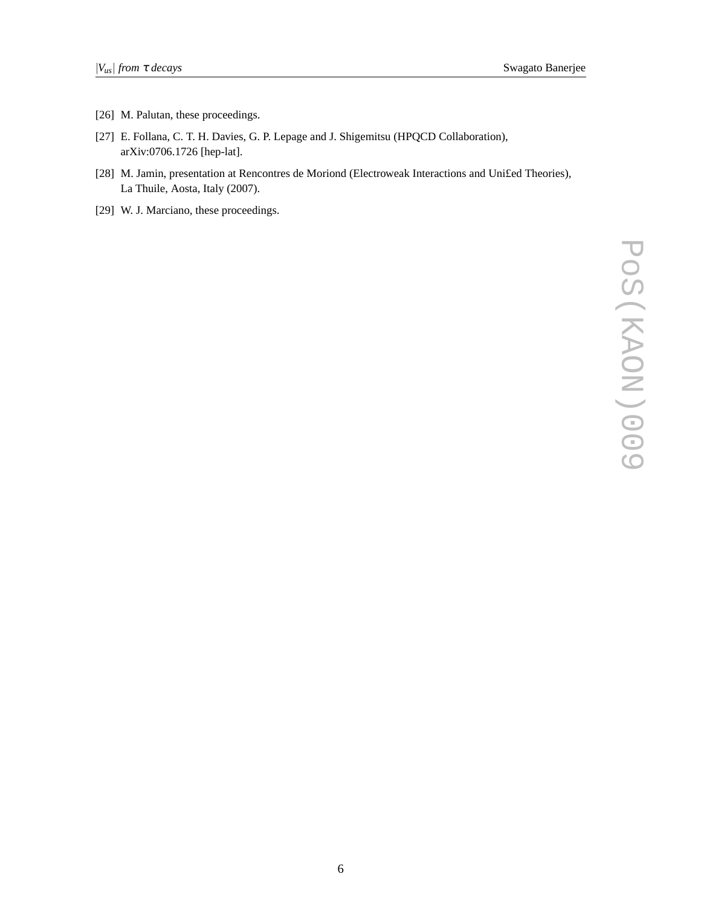[26] M. Palutan, these proceedings.

[27] E. Follana, C. T. H. Davies, G. P. Lepage and J. Shigemitsu (HPQCD Collaboration), arXiv:0706.1726 [hep-lat].

[28] M. Jamin, presentation at Rencontres de Moriond (Electroweak Interactions and Uni£ed Theories), La Thuile, Aosta, Italy (2007).

[29] W. J. Marciano, these proceedings.